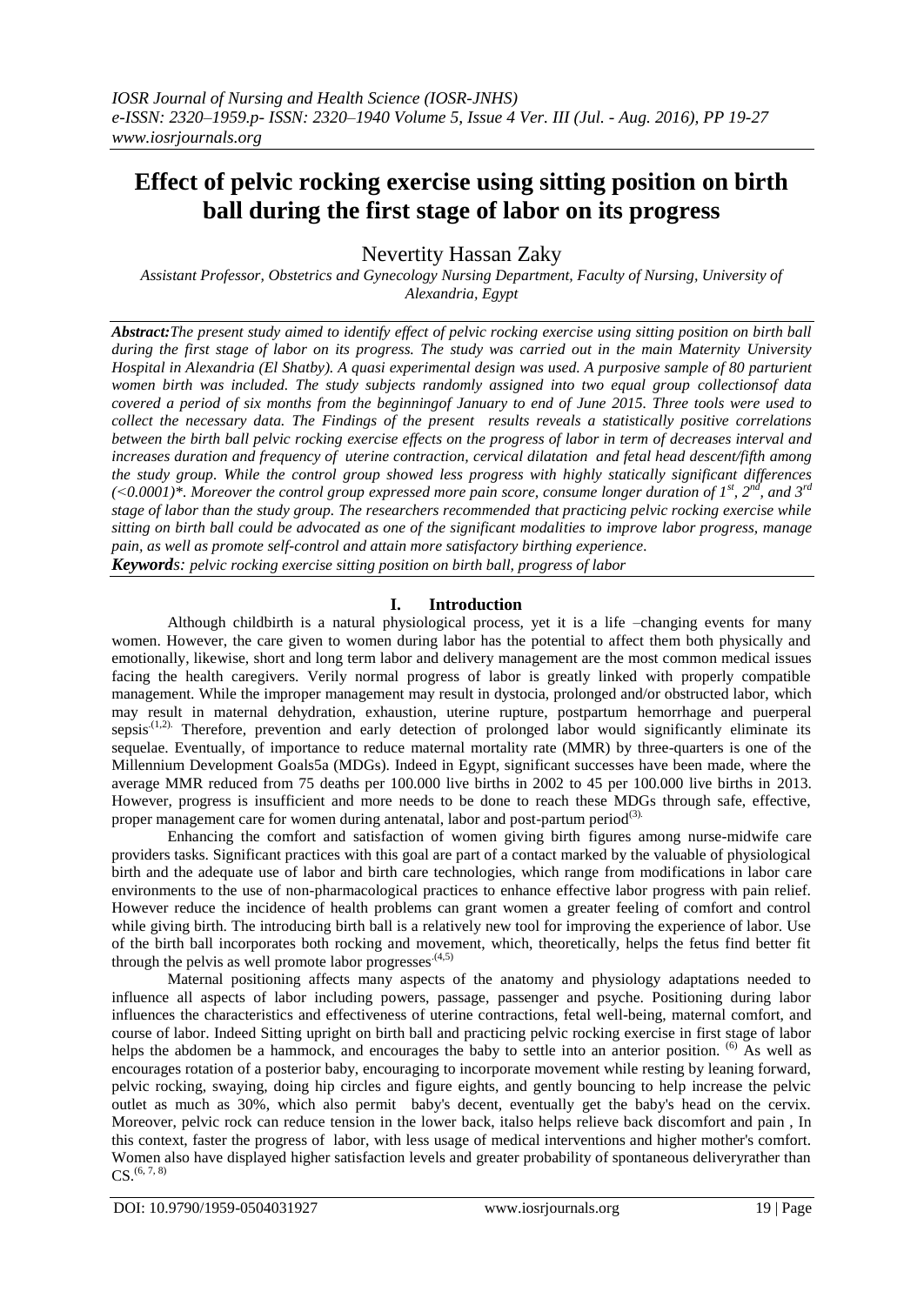# Effect of pelvic rocking exercise using sitting position on birth ball during the first stage of labor on its progress

Nevertity Hassan Zaky

*Assistant Professor, Obstetrics and Gynecology Nursing Department, Faculty of Nursing, University of Alexandria, Egypt*

***Abstract:****The present study aimed to identify effect of pelvic rocking exercise using sitting position on birth ball during the first stage of labor on its progress. The study was carried out in the main Maternity University Hospital in Alexandria (El Shatby). A quasi experimental design was used. A purposive sample of 80 parturient women birth was included. The study subjects randomly assigned into two equal group collectionsof data covered a period of six months from the beginningof January to end of June 2015. Three tools were used to collect the necessary data. The Findings of the present results reveals a statistically positive correlations between the birth ball pelvic rocking exercise effects on the progress of labor in term of decreases interval and increases duration and frequency of uterine contraction, cervical dilatation and fetal head descent/fifth among the study group. While the control group showed less progress with highly statically significant differences (<0.0001)\*. Moreover the control group expressed more pain score, consume longer duration of 1st, 2nd, and 3rd stage of labor than the study group. The researchers recommended that practicing pelvic rocking exercise while sitting on birth ball could be advocated as one of the significant modalities to improve labor progress, manage pain, as well as promote self-control and attain more satisfactory birthing experience.*

***Keywords****: pelvic rocking exercise sitting position on birth ball, progress of labor*

## I. Introduction

Although childbirth is a natural physiological process, yet it is a life –changing events for many women. However, the care given to women during labor has the potential to affect them both physically and emotionally, likewise, short and long term labor and delivery management are the most common medical issues facing the health caregivers. Verily normal progress of labor is greatly linked with properly compatible management. While the improper management may result in dystocia, prolonged and/or obstructed labor, which may result in maternal dehydration, exhaustion, uterine rupture, postpartum hemorrhage and puerperal sepsis[1,2]. Therefore, prevention and early detection of prolonged labor would significantly eliminate its sequelae. Eventually, of importance to reduce maternal mortality rate (MMR) by three-quarters is one of the Millennium Development Goals5a (MDGs). Indeed in Egypt, significant successes have been made, where the average MMR reduced from 75 deaths per 100.000 live births in 2002 to 45 per 100.000 live births in 2013. However, progress is insufficient and more needs to be done to reach these MDGs through safe, effective, proper management care for women during antenatal, labor and post-partum period[3].

Enhancing the comfort and satisfaction of women giving birth figures among nurse-midwife care providers tasks. Significant practices with this goal are part of a contact marked by the valuable of physiological birth and the adequate use of labor and birth care technologies, which range from modifications in labor care environments to the use of non-pharmacological practices to enhance effective labor progress with pain relief. However reduce the incidence of health problems can grant women a greater feeling of comfort and control while giving birth. The introducing birth ball is a relatively new tool for improving the experience of labor. Use of the birth ball incorporates both rocking and movement, which, theoretically, helps the fetus find better fit through the pelvis as well promote labor progresses[4,5]

Maternal positioning affects many aspects of the anatomy and physiology adaptations needed to influence all aspects of labor including powers, passage, passenger and psyche. Positioning during labor influences the characteristics and effectiveness of uterine contractions, fetal well-being, maternal comfort, and course of labor. Indeed Sitting upright on birth ball and practicing pelvic rocking exercise in first stage of labor helps the abdomen be a hammock, and encourages the baby to settle into an anterior position. [6] As well as encourages rotation of a posterior baby, encouraging to incorporate movement while resting by leaning forward, pelvic rocking, swaying, doing hip circles and figure eights, and gently bouncing to help increase the pelvic outlet as much as 30%, which also permit baby's decent, eventually get the baby's head on the cervix. Moreover, pelvic rock can reduce tension in the lower back, italso helps relieve back discomfort and pain , In this context, faster the progress of labor, with less usage of medical interventions and higher mother's comfort. Women also have displayed higher satisfaction levels and greater probability of spontaneous deliveryrather than CS.[6, 7, 8]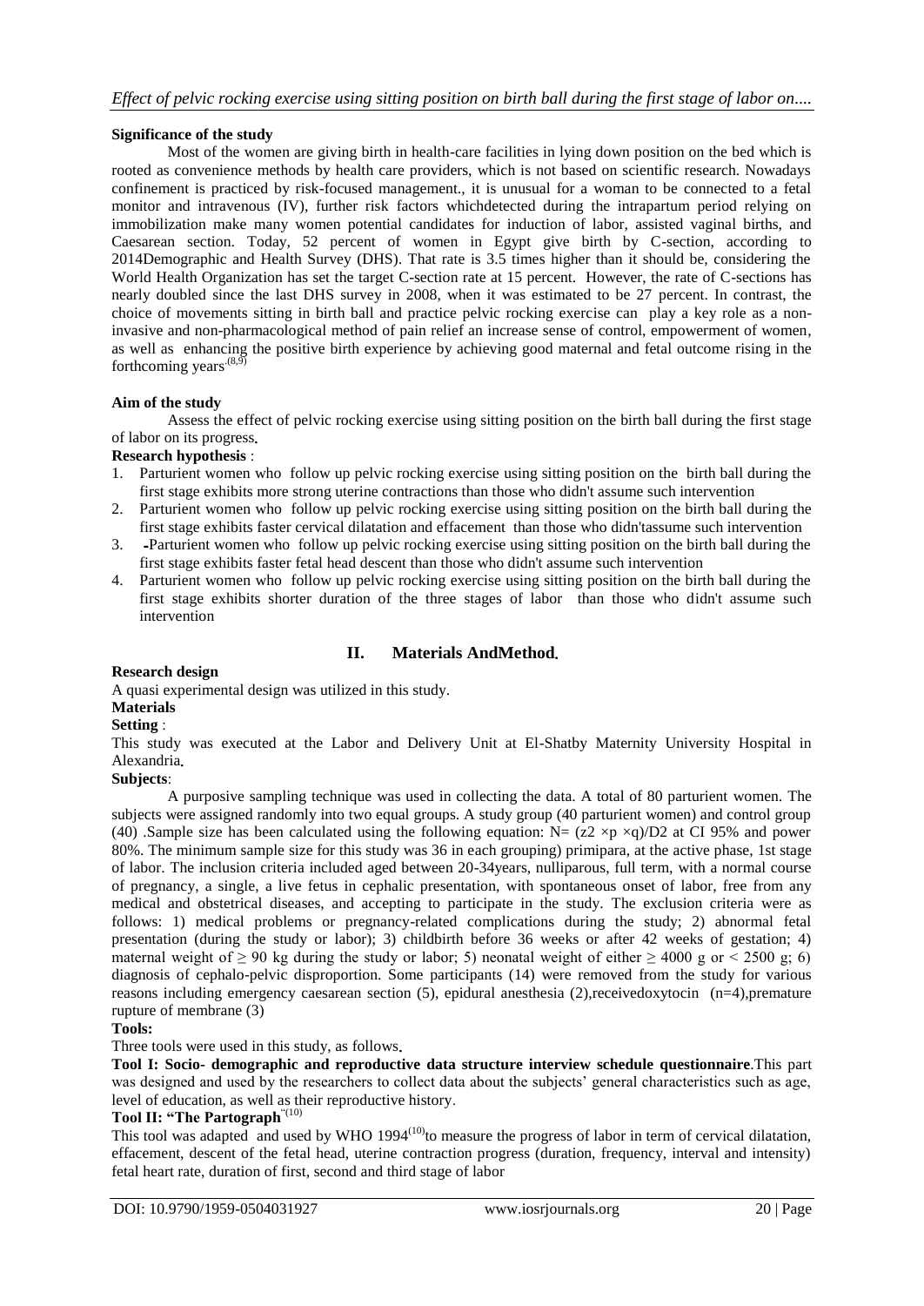**Significance of the study**

Most of the women are giving birth in health-care facilities in lying down position on the bed which is rooted as convenience methods by health care providers, which is not based on scientific research. Nowadays confinement is practiced by risk-focused management., it is unusual for a woman to be connected to a fetal monitor and intravenous (IV), further risk factors whichdetected during the intrapartum period relying on immobilization make many women potential candidates for induction of labor, assisted vaginal births, and Caesarean section. Today, 52 percent of women in Egypt give birth by C-section, according to 2014Demographic and Health Survey (DHS). That rate is 3.5 times higher than it should be, considering the World Health Organization has set the target C-section rate at 15 percent. However, the rate of C-sections has nearly doubled since the last DHS survey in 2008, when it was estimated to be 27 percent. In contrast, the choice of movements sitting in birth ball and practice pelvic rocking exercise can play a key role as a non-invasive and non-pharmacological method of pain relief an increase sense of control, empowerment of women, as well as enhancing the positive birth experience by achieving good maternal and fetal outcome rising in the forthcoming years[(8,9)]

**Aim of the study**

Assess the effect of pelvic rocking exercise using sitting position on the birth ball during the first stage of labor on its progress.

**Research hypothesis** :

1. Parturient women who follow up pelvic rocking exercise using sitting position on the birth ball during the first stage exhibits more strong uterine contractions than those who didn't assume such intervention
2. Parturient women who follow up pelvic rocking exercise using sitting position on the birth ball during the first stage exhibits faster cervical dilatation and effacement than those who didn'tassume such intervention
3. -Parturient women who follow up pelvic rocking exercise using sitting position on the birth ball during the first stage exhibits faster fetal head descent than those who didn't assume such intervention
4. Parturient women who follow up pelvic rocking exercise using sitting position on the birth ball during the first stage exhibits shorter duration of the three stages of labor than those who didn't assume such intervention

## II. Materials AndMethod.

**Research design**

A quasi experimental design was utilized in this study.

**Materials**

**Setting** :

This study was executed at the Labor and Delivery Unit at El-Shatby Maternity University Hospital in Alexandria.

**Subjects**:

A purposive sampling technique was used in collecting the data. A total of 80 parturient women. The subjects were assigned randomly into two equal groups. A study group (40 parturient women) and control group (40) .Sample size has been calculated using the following equation: $N= (z2 \times p \times q)/D2$ at CI 95% and power 80%. The minimum sample size for this study was 36 in each grouping) primipara, at the active phase, 1st stage of labor. The inclusion criteria included aged between 20-34years, nulliparous, full term, with a normal course of pregnancy, a single, a live fetus in cephalic presentation, with spontaneous onset of labor, free from any medical and obstetrical diseases, and accepting to participate in the study. The exclusion criteria were as follows: 1) medical problems or pregnancy-related complications during the study; 2) abnormal fetal presentation (during the study or labor); 3) childbirth before 36 weeks or after 42 weeks of gestation; 4) maternal weight of ≥ 90 kg during the study or labor; 5) neonatal weight of either ≥ 4000 g or < 2500 g; 6) diagnosis of cephalo-pelvic disproportion. Some participants (14) were removed from the study for various reasons including emergency caesarean section (5), epidural anesthesia (2),receivedoxytocin (n=4),premature rupture of membrane (3)

**Tools:**

Three tools were used in this study, as follows.

**Tool I: Socio- demographic and reproductive data structure interview schedule questionnaire**.This part was designed and used by the researchers to collect data about the subjects' general characteristics such as age, level of education, as well as their reproductive history.

**Tool II: "The Partograph**"[(10)]

This tool was adapted and used by WHO 1994[(10)]to measure the progress of labor in term of cervical dilatation, effacement, descent of the fetal head, uterine contraction progress (duration, frequency, interval and intensity) fetal heart rate, duration of first, second and third stage of labor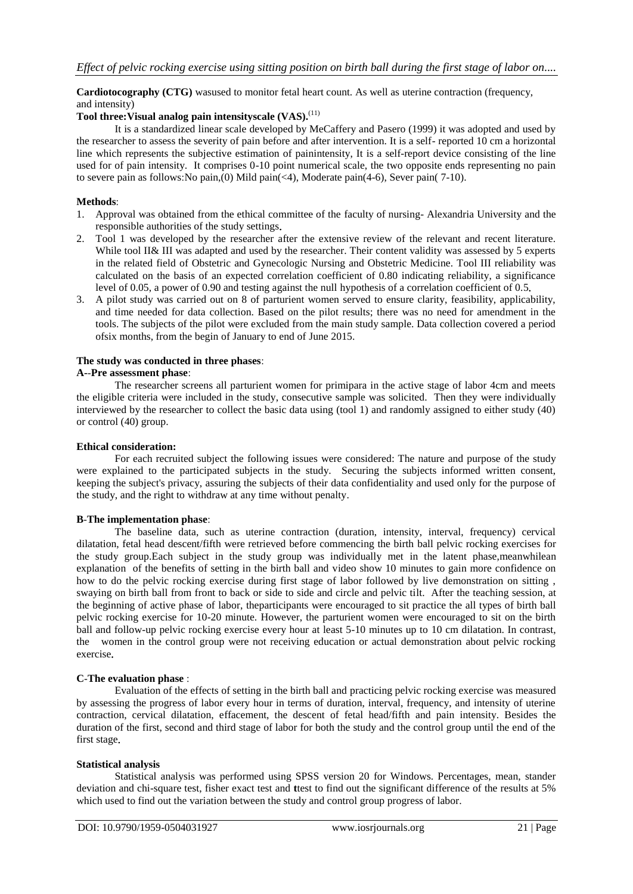**Cardiotocography (CTG)** wasused to monitor fetal heart count. As well as uterine contraction (frequency, and intensity)

**Tool three:Visual analog pain intensityscale (VAS).**[11]

It is a standardized linear scale developed by MeCaffery and Pasero (1999) it was adopted and used by the researcher to assess the severity of pain before and after intervention. It is a self- reported 10 cm a horizontal line which represents the subjective estimation of painintensity, It is a self-report device consisting of the line used for of pain intensity. It comprises 0-10 point numerical scale, the two opposite ends representing no pain to severe pain as follows:No pain,(0) Mild pain(<4), Moderate pain(4-6), Sever pain( 7-10).

**Methods**:

1. Approval was obtained from the ethical committee of the faculty of nursing- Alexandria University and the responsible authorities of the study settings.
2. Tool 1 was developed by the researcher after the extensive review of the relevant and recent literature. While tool II& III was adapted and used by the researcher. Their content validity was assessed by 5 experts in the related field of Obstetric and Gynecologic Nursing and Obstetric Medicine. Tool III reliability was calculated on the basis of an expected correlation coefficient of 0.80 indicating reliability, a significance level of 0.05, a power of 0.90 and testing against the null hypothesis of a correlation coefficient of 0.5.
3. A pilot study was carried out on 8 of parturient women served to ensure clarity, feasibility, applicability, and time needed for data collection. Based on the pilot results; there was no need for amendment in the tools. The subjects of the pilot were excluded from the main study sample. Data collection covered a period ofsix months, from the begin of January to end of June 2015.

**The study was conducted in three phases**:

**A--Pre assessment phase**:

The researcher screens all parturient women for primipara in the active stage of labor 4cm and meets the eligible criteria were included in the study, consecutive sample was solicited. Then they were individually interviewed by the researcher to collect the basic data using (tool 1) and randomly assigned to either study (40) or control (40) group.

**Ethical consideration:**

For each recruited subject the following issues were considered: The nature and purpose of the study were explained to the participated subjects in the study. Securing the subjects informed written consent, keeping the subject's privacy, assuring the subjects of their data confidentiality and used only for the purpose of the study, and the right to withdraw at any time without penalty.

**B-The implementation phase**:

The baseline data, such as uterine contraction (duration, intensity, interval, frequency) cervical dilatation, fetal head descent/fifth were retrieved before commencing the birth ball pelvic rocking exercises for the study group.Each subject in the study group was individually met in the latent phase,meanwhilean explanation of the benefits of setting in the birth ball and video show 10 minutes to gain more confidence on how to do the pelvic rocking exercise during first stage of labor followed by live demonstration on sitting , swaying on birth ball from front to back or side to side and circle and pelvic tilt. After the teaching session, at the beginning of active phase of labor, theparticipants were encouraged to sit practice the all types of birth ball pelvic rocking exercise for 10-20 minute. However, the parturient women were encouraged to sit on the birth ball and follow-up pelvic rocking exercise every hour at least 5-10 minutes up to 10 cm dilatation. In contrast, the women in the control group were not receiving education or actual demonstration about pelvic rocking exercise.

**C-The evaluation phase** :

Evaluation of the effects of setting in the birth ball and practicing pelvic rocking exercise was measured by assessing the progress of labor every hour in terms of duration, interval, frequency, and intensity of uterine contraction, cervical dilatation, effacement, the descent of fetal head/fifth and pain intensity. Besides the duration of the first, second and third stage of labor for both the study and the control group until the end of the first stage.

**Statistical analysis**

Statistical analysis was performed using SPSS version 20 for Windows. Percentages, mean, stander deviation and chi-square test, fisher exact test and **t**test to find out the significant difference of the results at 5% which used to find out the variation between the study and control group progress of labor.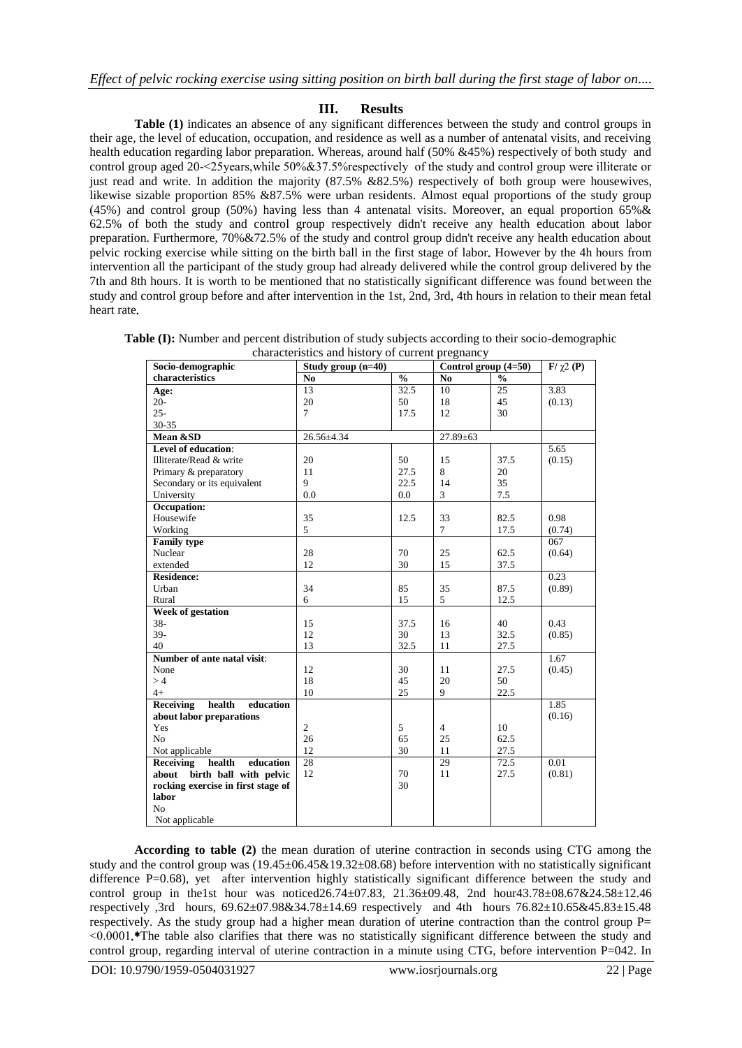## III. Results

**Table (1)** indicates an absence of any significant differences between the study and control groups in their age, the level of education, occupation, and residence as well as a number of antenatal visits, and receiving health education regarding labor preparation. Whereas, around half (50% &45%) respectively of both study and control group aged 20-<25years,while 50%&37.5%respectively of the study and control group were illiterate or just read and write. In addition the majority (87.5% &82.5%) respectively of both group were housewives, likewise sizable proportion 85% &87.5% were urban residents. Almost equal proportions of the study group (45%) and control group (50%) having less than 4 antenatal visits. Moreover, an equal proportion 65%& 62.5% of both the study and control group respectively didn't receive any health education about labor preparation. Furthermore, 70%&72.5% of the study and control group didn't receive any health education about pelvic rocking exercise while sitting on the birth ball in the first stage of labor. However by the 4h hours from intervention all the participant of the study group had already delivered while the control group delivered by the 7th and 8th hours. It is worth to be mentioned that no statistically significant difference was found between the study and control group before and after intervention in the 1st, 2nd, 3rd, 4th hours in relation to their mean fetal heart rate.

**Table (I):** Number and percent distribution of study subjects according to their socio-demographic characteristics and history of current pregnancy

| Socio-demographic characteristics | Study group (n=40) | | Control group (4=50) | | F/ χ2 (P) |
|---|---|---|---|---|---|
| | No | % | No | % | |
| **Age:** | 13 | 32.5 | 10 | 25 | 3.83 |
| 20- | 20 | 50 | 18 | 45 | (0.13) |
| 25- | 7 | 17.5 | 12 | 30 | |
| 30-35 | | | | | |
| **Mean &SD** | 26.56±4.34 | | 27.89±63 | | |
| **Level of education**: | | | | | 5.65 |
| Illiterate/Read & write | 20 | 50 | 15 | 37.5 | (0.15) |
| Primary & preparatory | 11 | 27.5 | 8 | 20 | |
| Secondary or its equivalent | 9 | 22.5 | 14 | 35 | |
| University | 0.0 | 0.0 | 3 | 7.5 | |
| **Occupation:** | | | | | |
| Housewife | 35 | 12.5 | 33 | 82.5 | 0.98 |
| Working | 5 | | 7 | 17.5 | (0.74) |
| **Family type** | | | | | 067 |
| Nuclear | 28 | 70 | 25 | 62.5 | (0.64) |
| extended | 12 | 30 | 15 | 37.5 | |
| **Residence:** | | | | | 0.23 |
| Urban | 34 | 85 | 35 | 87.5 | (0.89) |
| Rural | 6 | 15 | 5 | 12.5 | |
| **Week of gestation** | | | | | |
| 38- | 15 | 37.5 | 16 | 40 | 0.43 |
| 39- | 12 | 30 | 13 | 32.5 | (0.85) |
| 40 | 13 | 32.5 | 11 | 27.5 | |
| **Number of ante natal visit**: | | | | | 1.67 |
| None | 12 | 30 | 11 | 27.5 | (0.45) |
| > 4 | 18 | 45 | 20 | 50 | |
| 4+ | 10 | 25 | 9 | 22.5 | |
| **Receiving health education about labor preparations** | | | | | 1.85 (0.16) |
| Yes | 2 | 5 | 4 | 10 | |
| No | 26 | 65 | 25 | 62.5 | |
| Not applicable | 12 | 30 | 11 | 27.5 | |
| **Receiving health education about birth ball with pelvic rocking exercise in first stage of labor** | 28 | | 29 | 72.5 | 0.01 |
| No | 12 | 70 | 11 | 27.5 | (0.81) |
| Not applicable | | 30 | | | |

**According to table (2)** the mean duration of uterine contraction in seconds using CTG among the study and the control group was (19.45±06.45&19.32±08.68) before intervention with no statistically significant difference P=0.68), yet after intervention highly statistically significant difference between the study and control group in the1st hour was noticed26.74±07.83, 21.36±09.48, 2nd hour43.78±08.67&24.58±12.46 respectively ,3rd hours, 69.62±07.98&34.78±14.69 respectively and 4th hours 76.82±10.65&45.83±15.48 respectively. As the study group had a higher mean duration of uterine contraction than the control group P= <0.0001.*The table also clarifies that there was no statistically significant difference between the study and control group, regarding interval of uterine contraction in a minute using CTG, before intervention P=042. In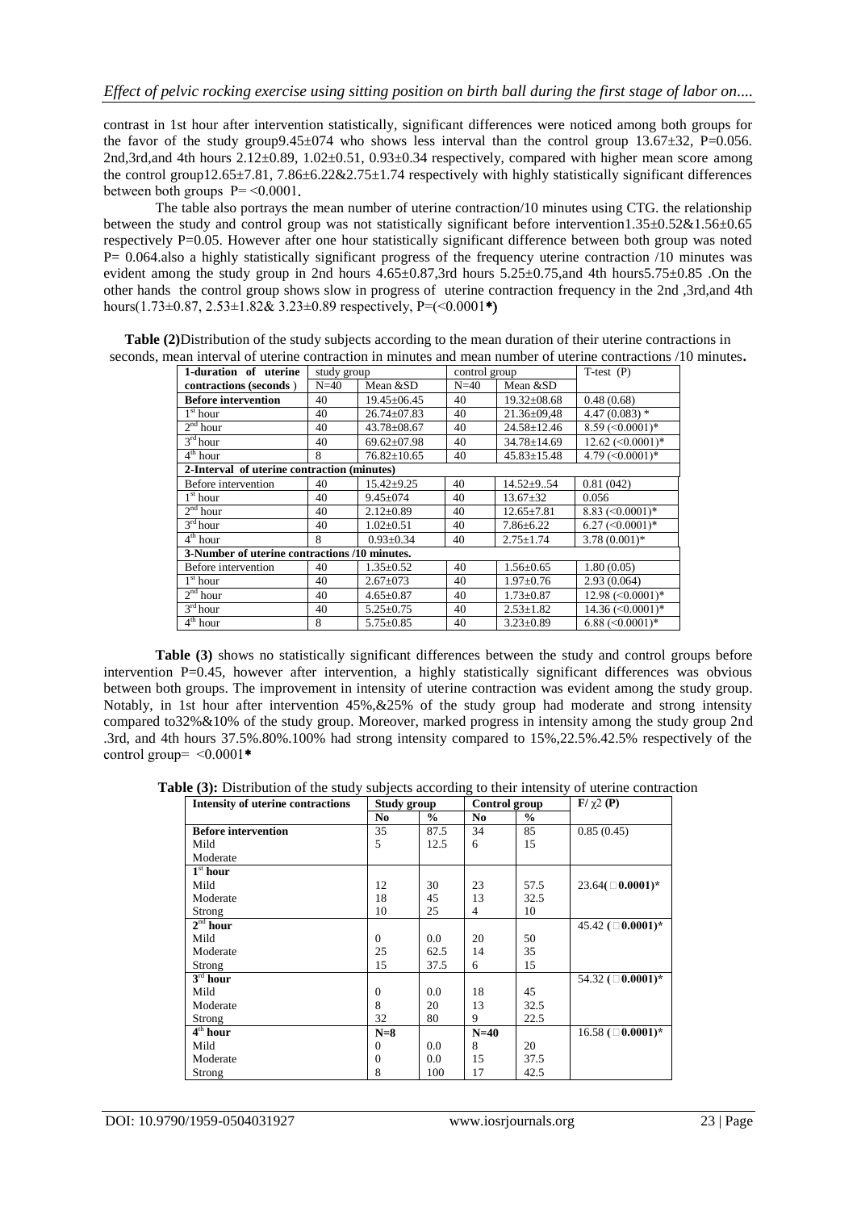contrast in 1st hour after intervention statistically, significant differences were noticed among both groups for the favor of the study group9.45±074 who shows less interval than the control group 13.67±32, P=0.056. 2nd,3rd,and 4th hours 2.12±0.89, 1.02±0.51, 0.93±0.34 respectively, compared with higher mean score among the control group12.65±7.81, 7.86±6.22&2.75±1.74 respectively with highly statistically significant differences between both groups P= <0.0001.

The table also portrays the mean number of uterine contraction/10 minutes using CTG. the relationship between the study and control group was not statistically significant before intervention1.35±0.52&1.56±0.65 respectively P=0.05. However after one hour statistically significant difference between both group was noted P= 0.064.also a highly statistically significant progress of the frequency uterine contraction /10 minutes was evident among the study group in 2nd hours 4.65±0.87,3rd hours 5.25±0.75,and 4th hours5.75±0.85 .On the other hands the control group shows slow in progress of uterine contraction frequency in the 2nd ,3rd,and 4th hours(1.73±0.87, 2.53±1.82& 3.23±0.89 respectively, P=(<0.0001*)

**Table (2)**Distribution of the study subjects according to the mean duration of their uterine contractions in seconds, mean interval of uterine contraction in minutes and mean number of uterine contractions /10 minutes.

| 1-duration of uterine contractions (seconds ) | study group | | control group | | T-test (P) |
|---|---|---|---|---|---|
| | N=40 | Mean &SD | N=40 | Mean &SD | |
| **Before intervention** | 40 | 19.45±06.45 | 40 | 19.32±08.68 | 0.48 (0.68) |
| 1st hour | 40 | 26.74±07.83 | 40 | 21.36±09,48 | 4.47 (0.083) * |
| 2nd hour | 40 | 43.78±08.67 | 40 | 24.58±12.46 | 8.59 (<0.0001)* |
| 3rd hour | 40 | 69.62±07.98 | 40 | 34.78±14.69 | 12.62 (<0.0001)* |
| 4th hour | 8 | 76.82±10.65 | 40 | 45.83±15.48 | 4.79 (<0.0001)* |
| **2-Interval of uterine contraction (minutes)** | | | | | |
| Before intervention | 40 | 15.42±9.25 | 40 | 14.52±9..54 | 0.81 (042) |
| 1st hour | 40 | 9.45±074 | 40 | 13.67±32 | 0.056 |
| 2nd hour | 40 | 2.12±0.89 | 40 | 12.65±7.81 | 8.83 (<0.0001)* |
| 3rd hour | 40 | 1.02±0.51 | 40 | 7.86±6.22 | 6.27 (<0.0001)* |
| 4th hour | 8 | 0.93±0.34 | 40 | 2.75±1.74 | 3.78 (0.001)* |
| **3-Number of uterine contractions /10 minutes.** | | | | | |
| Before intervention | 40 | 1.35±0.52 | 40 | 1.56±0.65 | 1.80 (0.05) |
| 1st hour | 40 | 2.67±073 | 40 | 1.97±0.76 | 2.93 (0.064) |
| 2nd hour | 40 | 4.65±0.87 | 40 | 1.73±0.87 | 12.98 (<0.0001)* |
| 3rd hour | 40 | 5.25±0.75 | 40 | 2.53±1.82 | 14.36 (<0.0001)* |
| 4th hour | 8 | 5.75±0.85 | 40 | 3.23±0.89 | 6.88 (<0.0001)* |

**Table (3)** shows no statistically significant differences between the study and control groups before intervention P=0.45, however after intervention, a highly statistically significant differences was obvious between both groups. The improvement in intensity of uterine contraction was evident among the study group. Notably, in 1st hour after intervention 45%,&25% of the study group had moderate and strong intensity compared to32%&10% of the study group. Moreover, marked progress in intensity among the study group 2nd .3rd, and 4th hours 37.5%.80%.100% had strong intensity compared to 15%,22.5%.42.5% respectively of the control group= <0.0001*

**Table (3):** Distribution of the study subjects according to their intensity of uterine contraction

| Intensity of uterine contractions | Study group | | Control group | | $F/\chi2$ (P) |
|---|---|---|---|---|---|
| | No | % | No | % | |
| **Before intervention** | | | | | |
| Mild | 35 | 87.5 | 34 | 85 | 0.85 (0.45) |
| Moderate | 5 | 12.5 | 6 | 15 | |
| **1st hour** | | | | | |
| Mild | 12 | 30 | 23 | 57.5 | 23.64(<**0.0001)*** |
| Moderate | 18 | 45 | 13 | 32.5 | |
| Strong | 10 | 25 | 4 | 10 | |
| **2nd hour** | | | | | 45.42 (<**0.0001)*** |
| Mild | 0 | 0.0 | 20 | 50 | |
| Moderate | 25 | 62.5 | 14 | 35 | |
| Strong | 15 | 37.5 | 6 | 15 | |
| **3rd hour** | | | | | 54.32 (<**0.0001)*** |
| Mild | 0 | 0.0 | 18 | 45 | |
| Moderate | 8 | 20 | 13 | 32.5 | |
| Strong | 32 | 80 | 9 | 22.5 | |
| **4th hour** | **N=8** | | **N=40** | | 16.58 (<**0.0001)*** |
| Mild | 0 | 0.0 | 8 | 20 | |
| Moderate | 0 | 0.0 | 15 | 37.5 | |
| Strong | 8 | 100 | 17 | 42.5 | |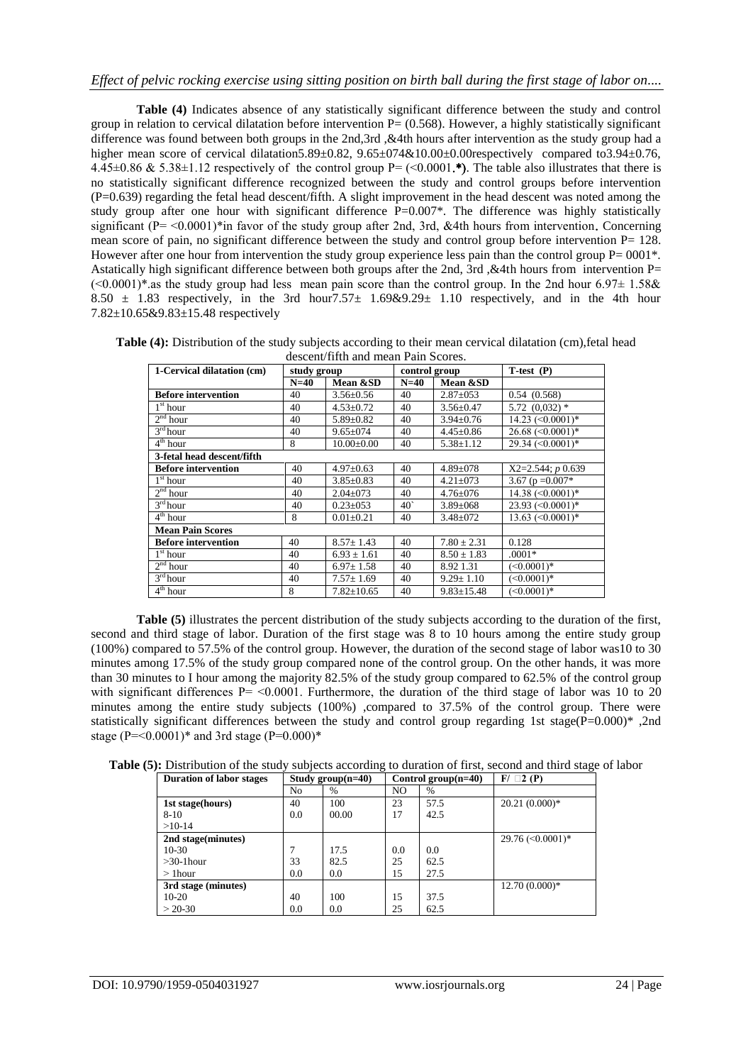**Table (4)** Indicates absence of any statistically significant difference between the study and control group in relation to cervical dilatation before intervention P= (0.568). However, a highly statistically significant difference was found between both groups in the 2nd,3rd ,&4th hours after intervention as the study group had a higher mean score of cervical dilatation5.89±0.82, 9.65±074&10.00±0.00respectively compared to3.94±0.76, 4.45±0.86 & 5.38±1.12 respectively of the control group P= (<0.0001.*). The table also illustrates that there is no statistically significant difference recognized between the study and control groups before intervention (P=0.639) regarding the fetal head descent/fifth. A slight improvement in the head descent was noted among the study group after one hour with significant difference P=0.007*. The difference was highly statistically significant (P= <0.0001)*in favor of the study group after 2nd, 3rd, &4th hours from intervention. Concerning mean score of pain, no significant difference between the study and control group before intervention P= 128. However after one hour from intervention the study group experience less pain than the control group P= 0001*. Astatically high significant difference between both groups after the 2nd, 3rd ,&4th hours from intervention P= (<0.0001)*.as the study group had less mean pain score than the control group. In the 2nd hour 6.97± 1.58& 8.50 ± 1.83 respectively, in the 3rd hour7.57± 1.69&9.29± 1.10 respectively, and in the 4th hour 7.82±10.65&9.83±15.48 respectively

**Table (4):** Distribution of the study subjects according to their mean cervical dilatation (cm),fetal head descent/fifth and mean Pain Scores.

| 1-Cervical dilatation (cm) | study group | | control group | | T-test (P) |
|---|---|---|---|---|---|
| | N=40 | Mean &SD | N=40 | Mean &SD | |
| **Before intervention** | 40 | 3.56±0.56 | 40 | 2.87±053 | 0.54 (0.568) |
| 1st hour | 40 | 4.53±0.72 | 40 | 3.56±0.47 | 5.72 (0,032) * |
| 2nd hour | 40 | 5.89±0.82 | 40 | 3.94±0.76 | 14.23 (<0.0001)* |
| 3rd hour | 40 | 9.65±074 | 40 | 4.45±0.86 | 26.68 (<0.0001)* |
| 4th hour | 8 | 10.00±0.00 | 40 | 5.38±1.12 | 29.34 (<0.0001)* |
| **3-fetal head descent/fifth** | | | | | |
| **Before intervention** | 40 | 4.97±0.63 | 40 | 4.89±078 | X2=2.544; *p* 0.639 |
| 1st hour | 40 | 3.85±0.83 | 40 | 4.21±073 | 3.67 (p =0.007* |
| 2nd hour | 40 | 2.04±073 | 40 | 4.76±076 | 14.38 (<0.0001)* |
| 3rd hour | 40 | 0.23±053 | 40` | 3.89±068 | 23.93 (<0.0001)* |
| 4th hour | 8 | 0.01±0.21 | 40 | 3.48±072 | 13.63 (<0.0001)* |
| **Mean Pain Scores** | | | | | |
| **Before intervention** | 40 | 8.57± 1.43 | 40 | 7.80 ± 2.31 | 0.128 |
| 1st hour | 40 | 6.93 ± 1.61 | 40 | 8.50 ± 1.83 | .0001* |
| 2nd hour | 40 | 6.97± 1.58 | 40 | 8.92 1.31 | (<0.0001)* |
| 3rd hour | 40 | 7.57± 1.69 | 40 | 9.29± 1.10 | (<0.0001)* |
| 4th hour | 8 | 7.82±10.65 | 40 | 9.83±15.48 | (<0.0001)* |

**Table (5)** illustrates the percent distribution of the study subjects according to the duration of the first, second and third stage of labor. Duration of the first stage was 8 to 10 hours among the entire study group (100%) compared to 57.5% of the control group. However, the duration of the second stage of labor was10 to 30 minutes among 17.5% of the study group compared none of the control group. On the other hands, it was more than 30 minutes to I hour among the majority 82.5% of the study group compared to 62.5% of the control group with significant differences P= <0.0001. Furthermore, the duration of the third stage of labor was 10 to 20 minutes among the entire study subjects (100%) ,compared to 37.5% of the control group. There were statistically significant differences between the study and control group regarding 1st stage(P=0.000)* ,2nd stage (P=<0.0001)* and 3rd stage (P=0.000)*

**Table (5):** Distribution of the study subjects according to duration of first, second and third stage of labor

| Duration of labor stages | Study group(n=40) | | Control group(n=40) | | F/ □2 (P) |
|---|---|---|---|---|---|
| | No | % | NO | % | |
| **1st stage(hours)** | 40 | 100 | 23 | 57.5 | 20.21 (0.000)* |
| 8-10 | 0.0 | 00.00 | 17 | 42.5 | |
| >10-14 | | | | | |
| **2nd stage(minutes)** | | | | | 29.76 (<0.0001)* |
| 10-30 | 7 | 17.5 | 0.0 | 0.0 | |
| >30-1hour | 33 | 82.5 | 25 | 62.5 | |
| > 1hour | 0.0 | 0.0 | 15 | 27.5 | |
| **3rd stage (minutes)** | | | | | 12.70 (0.000)* |
| 10-20 | 40 | 100 | 15 | 37.5 | |
| > 20-30 | 0.0 | 0.0 | 25 | 62.5 | |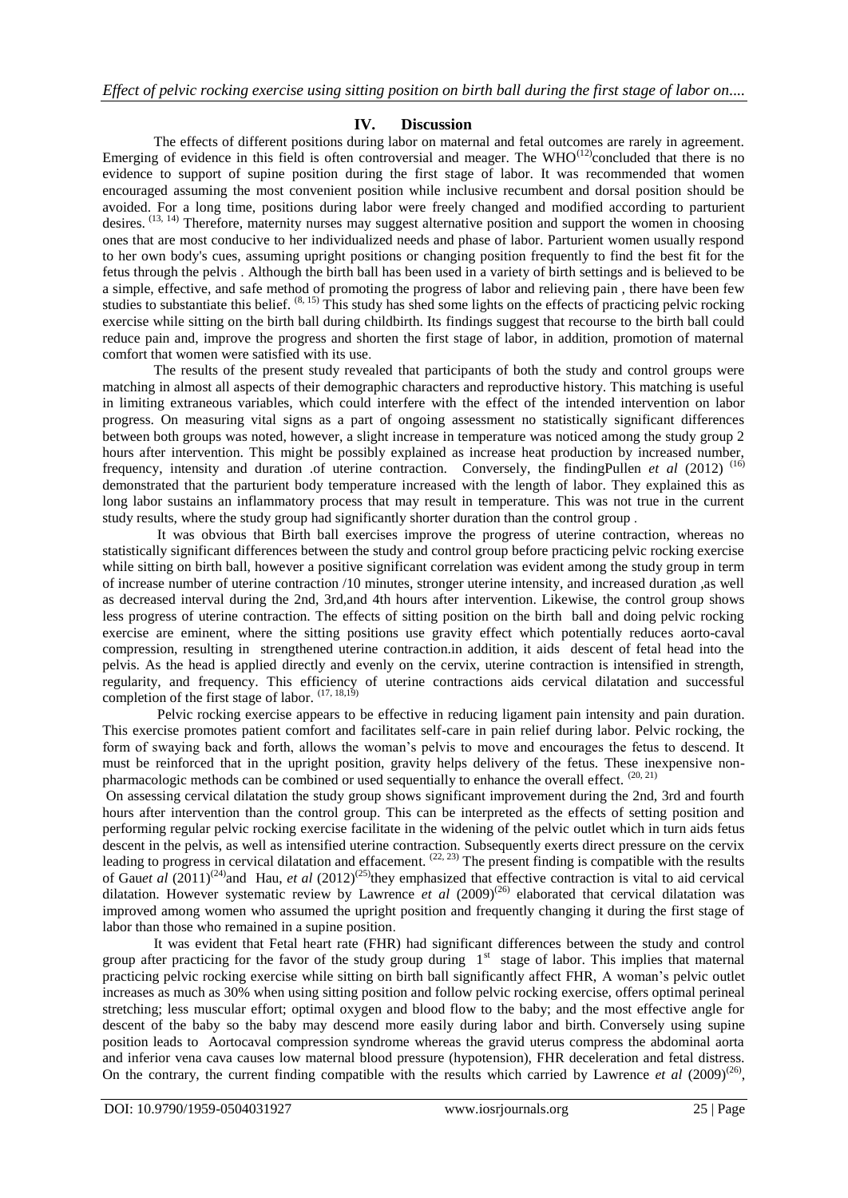## IV. Discussion

The effects of different positions during labor on maternal and fetal outcomes are rarely in agreement. Emerging of evidence in this field is often controversial and meager. The WHO[12]concluded that there is no evidence to support of supine position during the first stage of labor. It was recommended that women encouraged assuming the most convenient position while inclusive recumbent and dorsal position should be avoided. For a long time, positions during labor were freely changed and modified according to parturient desires. [13, 14] Therefore, maternity nurses may suggest alternative position and support the women in choosing ones that are most conducive to her individualized needs and phase of labor. Parturient women usually respond to her own body's cues, assuming upright positions or changing position frequently to find the best fit for the fetus through the pelvis . Although the birth ball has been used in a variety of birth settings and is believed to be a simple, effective, and safe method of promoting the progress of labor and relieving pain , there have been few studies to substantiate this belief. [8, 15] This study has shed some lights on the effects of practicing pelvic rocking exercise while sitting on the birth ball during childbirth. Its findings suggest that recourse to the birth ball could reduce pain and, improve the progress and shorten the first stage of labor, in addition, promotion of maternal comfort that women were satisfied with its use.

The results of the present study revealed that participants of both the study and control groups were matching in almost all aspects of their demographic characters and reproductive history. This matching is useful in limiting extraneous variables, which could interfere with the effect of the intended intervention on labor progress. On measuring vital signs as a part of ongoing assessment no statistically significant differences between both groups was noted, however, a slight increase in temperature was noticed among the study group 2 hours after intervention. This might be possibly explained as increase heat production by increased number, frequency, intensity and duration .of uterine contraction. Conversely, the findingPullen *et al* (2012) [16] demonstrated that the parturient body temperature increased with the length of labor. They explained this as long labor sustains an inflammatory process that may result in temperature. This was not true in the current study results, where the study group had significantly shorter duration than the control group .

It was obvious that Birth ball exercises improve the progress of uterine contraction, whereas no statistically significant differences between the study and control group before practicing pelvic rocking exercise while sitting on birth ball, however a positive significant correlation was evident among the study group in term of increase number of uterine contraction /10 minutes, stronger uterine intensity, and increased duration ,as well as decreased interval during the 2nd, 3rd,and 4th hours after intervention. Likewise, the control group shows less progress of uterine contraction. The effects of sitting position on the birth ball and doing pelvic rocking exercise are eminent, where the sitting positions use gravity effect which potentially reduces aorto-caval compression, resulting in strengthened uterine contraction.in addition, it aids descent of fetal head into the pelvis. As the head is applied directly and evenly on the cervix, uterine contraction is intensified in strength, regularity, and frequency. This efficiency of uterine contractions aids cervical dilatation and successful completion of the first stage of labor. [17, 18,19]

Pelvic rocking exercise appears to be effective in reducing ligament pain intensity and pain duration. This exercise promotes patient comfort and facilitates self-care in pain relief during labor. Pelvic rocking, the form of swaying back and forth, allows the woman's pelvis to move and encourages the fetus to descend. It must be reinforced that in the upright position, gravity helps delivery of the fetus. These inexpensive non-pharmacologic methods can be combined or used sequentially to enhance the overall effect. [20, 21)

On assessing cervical dilatation the study group shows significant improvement during the 2nd, 3rd and fourth hours after intervention than the control group. This can be interpreted as the effects of setting position and performing regular pelvic rocking exercise facilitate in the widening of the pelvic outlet which in turn aids fetus descent in the pelvis, as well as intensified uterine contraction. Subsequently exerts direct pressure on the cervix leading to progress in cervical dilatation and effacement. [22, 23] The present finding is compatible with the results of Gau*et al* (2011)[24]and Hau, *et al* (2012)[25]they emphasized that effective contraction is vital to aid cervical dilatation. However systematic review by Lawrence *et al* (2009)[26] elaborated that cervical dilatation was improved among women who assumed the upright position and frequently changing it during the first stage of labor than those who remained in a supine position.

It was evident that Fetal heart rate (FHR) had significant differences between the study and control group after practicing for the favor of the study group during 1st stage of labor. This implies that maternal practicing pelvic rocking exercise while sitting on birth ball significantly affect FHR, A woman's pelvic outlet increases as much as 30% when using sitting position and follow pelvic rocking exercise, offers optimal perineal stretching; less muscular effort; optimal oxygen and blood flow to the baby; and the most effective angle for descent of the baby so the baby may descend more easily during labor and birth. Conversely using supine position leads to Aortocaval compression syndrome whereas the gravid uterus compress the abdominal aorta and inferior vena cava causes low maternal blood pressure (hypotension), FHR deceleration and fetal distress. On the contrary, the current finding compatible with the results which carried by Lawrence *et al* (2009)[26],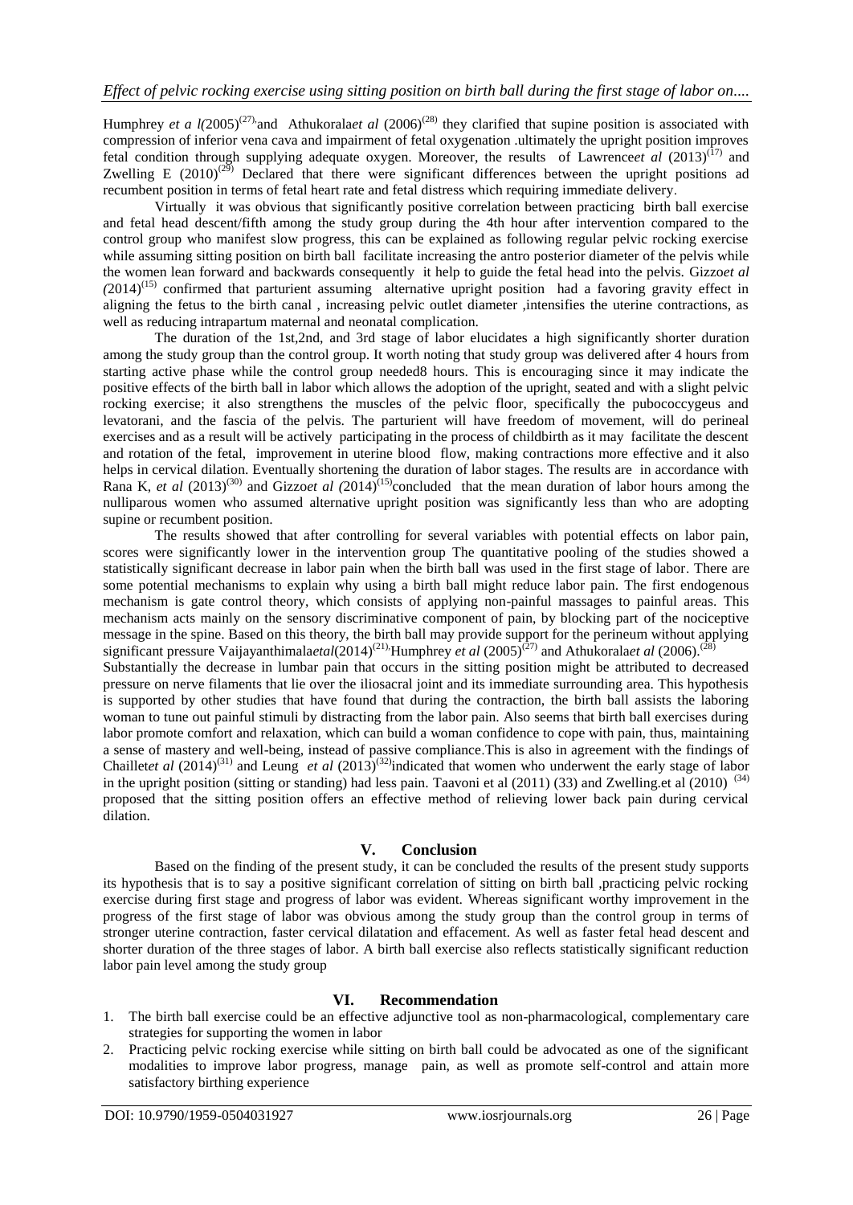Humphrey *et a l(*2005)[27],and Athukorala*et al* (2006)[28] they clarified that supine position is associated with compression of inferior vena cava and impairment of fetal oxygenation .ultimately the upright position improves fetal condition through supplying adequate oxygen. Moreover, the results of Lawrence*et al* (2013)[17] and Zwelling E (2010)[29] Declared that there were significant differences between the upright positions ad recumbent position in terms of fetal heart rate and fetal distress which requiring immediate delivery.

Virtually it was obvious that significantly positive correlation between practicing birth ball exercise and fetal head descent/fifth among the study group during the 4th hour after intervention compared to the control group who manifest slow progress, this can be explained as following regular pelvic rocking exercise while assuming sitting position on birth ball facilitate increasing the antro posterior diameter of the pelvis while the women lean forward and backwards consequently it help to guide the fetal head into the pelvis. Gizzo*et al (*2014)[15] confirmed that parturient assuming alternative upright position had a favoring gravity effect in aligning the fetus to the birth canal , increasing pelvic outlet diameter ,intensifies the uterine contractions, as well as reducing intrapartum maternal and neonatal complication.

The duration of the 1st,2nd, and 3rd stage of labor elucidates a high significantly shorter duration among the study group than the control group. It worth noting that study group was delivered after 4 hours from starting active phase while the control group needed8 hours. This is encouraging since it may indicate the positive effects of the birth ball in labor which allows the adoption of the upright, seated and with a slight pelvic rocking exercise; it also strengthens the muscles of the pelvic floor, specifically the pubococcygeus and levatorani, and the fascia of the pelvis. The parturient will have freedom of movement, will do perineal exercises and as a result will be actively participating in the process of childbirth as it may facilitate the descent and rotation of the fetal, improvement in uterine blood flow, making contractions more effective and it also helps in cervical dilation. Eventually shortening the duration of labor stages. The results are in accordance with Rana K, *et al* (2013)[30] and Gizzo*et al (*2014)[15]concluded that the mean duration of labor hours among the nulliparous women who assumed alternative upright position was significantly less than who are adopting supine or recumbent position.

The results showed that after controlling for several variables with potential effects on labor pain, scores were significantly lower in the intervention group The quantitative pooling of the studies showed a statistically significant decrease in labor pain when the birth ball was used in the first stage of labor. There are some potential mechanisms to explain why using a birth ball might reduce labor pain. The first endogenous mechanism is gate control theory, which consists of applying non-painful massages to painful areas. This mechanism acts mainly on the sensory discriminative component of pain, by blocking part of the nociceptive message in the spine. Based on this theory, the birth ball may provide support for the perineum without applying significant pressure Vaijayanthimala*etal*(2014)[21],Humphrey *et al* (2005)[27] and Athukorala*et al* (2006).[28]

Substantially the decrease in lumbar pain that occurs in the sitting position might be attributed to decreased pressure on nerve filaments that lie over the iliosacral joint and its immediate surrounding area. This hypothesis is supported by other studies that have found that during the contraction, the birth ball assists the laboring woman to tune out painful stimuli by distracting from the labor pain. Also seems that birth ball exercises during labor promote comfort and relaxation, which can build a woman confidence to cope with pain, thus, maintaining a sense of mastery and well-being, instead of passive compliance.This is also in agreement with the findings of Chaillet*et al* (2014)[31] and Leung *et al* (2013)[32]indicated that women who underwent the early stage of labor in the upright position (sitting or standing) had less pain. Taavoni et al (2011) (33) and Zwelling.et al (2010) [34] proposed that the sitting position offers an effective method of relieving lower back pain during cervical dilation.

## V. Conclusion

Based on the finding of the present study, it can be concluded the results of the present study supports its hypothesis that is to say a positive significant correlation of sitting on birth ball ,practicing pelvic rocking exercise during first stage and progress of labor was evident. Whereas significant worthy improvement in the progress of the first stage of labor was obvious among the study group than the control group in terms of stronger uterine contraction, faster cervical dilatation and effacement. As well as faster fetal head descent and shorter duration of the three stages of labor. A birth ball exercise also reflects statistically significant reduction labor pain level among the study group

## VI. Recommendation

1. The birth ball exercise could be an effective adjunctive tool as non-pharmacological, complementary care strategies for supporting the women in labor
2. Practicing pelvic rocking exercise while sitting on birth ball could be advocated as one of the significant modalities to improve labor progress, manage pain, as well as promote self-control and attain more satisfactory birthing experience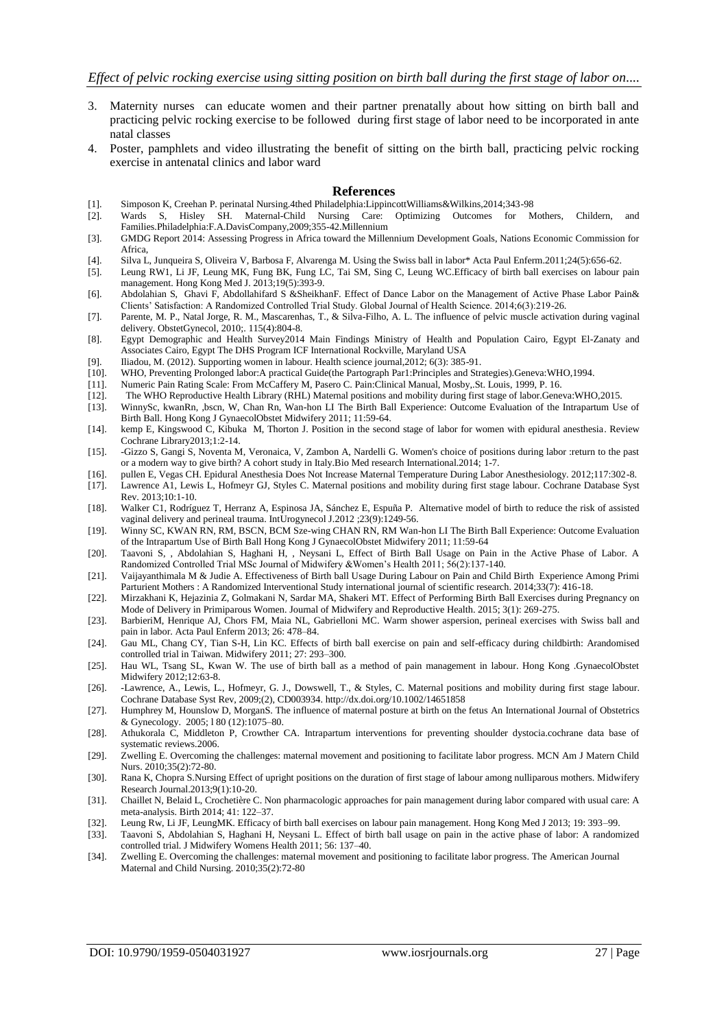3. Maternity nurses can educate women and their partner prenatally about how sitting on birth ball and practicing pelvic rocking exercise to be followed during first stage of labor need to be incorporated in ante natal classes
4. Poster, pamphlets and video illustrating the benefit of sitting on the birth ball, practicing pelvic rocking exercise in antenatal clinics and labor ward

## References

[1]. Simposon K, Creehan P. perinatal Nursing.4thed Philadelphia:LippincottWilliams&Wilkins,2014;343-98

[2]. Wards S, Hisley SH. Maternal-Child Nursing Care: Optimizing Outcomes for Mothers, Childern, and Families.Philadelphia:F.A.DavisCompany,2009;355-42.Millennium

[3]. GMDG Report 2014: Assessing Progress in Africa toward the Millennium Development Goals, Nations Economic Commission for Africa,

[4]. Silva L, Junqueira S, Oliveira V, Barbosa F, Alvarenga M. Using the Swiss ball in labor* Acta Paul Enferm.2011;24(5):656-62.

[5]. Leung RW1, Li JF, Leung MK, Fung BK, Fung LC, Tai SM, Sing C, Leung WC.Efficacy of birth ball exercises on labour pain management. Hong Kong Med J. 2013;19(5):393-9.

[6]. Abdolahian S, Ghavi F, Abdollahifard S &SheikhanF. Effect of Dance Labor on the Management of Active Phase Labor Pain& Clients' Satisfaction: A Randomized Controlled Trial Study. Global Journal of Health Science. 2014;6(3):219-26.

[7]. Parente, M. P., Natal Jorge, R. M., Mascarenhas, T., & Silva-Filho, A. L. The influence of pelvic muscle activation during vaginal delivery. ObstetGynecol, 2010;. 115(4):804-8.

[8]. Egypt Demographic and Health Survey2014 Main Findings Ministry of Health and Population Cairo, Egypt El-Zanaty and Associates Cairo, Egypt The DHS Program ICF International Rockville, Maryland USA

[9]. Iliadou, M. (2012). Supporting women in labour. Health science journal,2012; 6(3): 385-91.

[10]. WHO, Preventing Prolonged labor:A practical Guide(the Partograph Par1:Principles and Strategies).Geneva:WHO,1994.

[11]. Numeric Pain Rating Scale: From McCaffery M, Pasero C. Pain:Clinical Manual, Mosby,.St. Louis, 1999, P. 16.

[12]. The WHO Reproductive Health Library (RHL) Maternal positions and mobility during first stage of labor.Geneva:WHO,2015.

[13]. WinnySc, kwanRn, ,bscn, W, Chan Rn, Wan-hon LI The Birth Ball Experience: Outcome Evaluation of the Intrapartum Use of Birth Ball. Hong Kong J GynaecolObstet Midwifery 2011; 11:59-64.

[14]. kemp E, Kingswood C, Kibuka M, Thorton J. Position in the second stage of labor for women with epidural anesthesia. Review Cochrane Library2013;1:2-14.

[15]. -Gizzo S, Gangi S, Noventa M, Veronaica, V, Zambon A, Nardelli G. Women's choice of positions during labor :return to the past or a modern way to give birth? A cohort study in Italy.Bio Med research International.2014; 1-7.

[16]. pullen E, Vegas CH. Epidural Anesthesia Does Not Increase Maternal Temperature During Labor Anesthesiology. 2012;117:302-8.

[17]. Lawrence A1, Lewis L, Hofmeyr GJ, Styles C. Maternal positions and mobility during first stage labour. Cochrane Database Syst Rev. 2013;10:1-10.

[18]. Walker C1, Rodríguez T, Herranz A, Espinosa JA, Sánchez E, Espuña P. Alternative model of birth to reduce the risk of assisted vaginal delivery and perineal trauma. IntUrogynecol J.2012 ;23(9):1249-56.

[19]. Winny SC, KWAN RN, RM, BSCN, BCM Sze-wing CHAN RN, RM Wan-hon LI The Birth Ball Experience: Outcome Evaluation of the Intrapartum Use of Birth Ball Hong Kong J GynaecolObstet Midwifery 2011; 11:59-64

[20]. Taavoni S, , Abdolahian S, Haghani H, , Neysani L, Effect of Birth Ball Usage on Pain in the Active Phase of Labor. A Randomized Controlled Trial MSc Journal of Midwifery &Women's Health 2011; 56(2):137-140.

[21]. Vaijayanthimala M & Judie A. Effectiveness of Birth ball Usage During Labour on Pain and Child Birth Experience Among Primi Parturient Mothers : A Randomized Interventional Study international journal of scientific research. 2014;33(7): 416-18.

[22]. Mirzakhani K, Hejazinia Z, Golmakani N, Sardar MA, Shakeri MT. Effect of Performing Birth Ball Exercises during Pregnancy on Mode of Delivery in Primiparous Women. Journal of Midwifery and Reproductive Health. 2015; 3(1): 269-275.

[23]. BarbieriM, Henrique AJ, Chors FM, Maia NL, Gabrielloni MC. Warm shower aspersion, perineal exercises with Swiss ball and pain in labor. Acta Paul Enferm 2013; 26: 478–84.

[24]. Gau ML, Chang CY, Tian S-H, Lin KC. Effects of birth ball exercise on pain and self-efficacy during childbirth: Arandomised controlled trial in Taiwan. Midwifery 2011; 27: 293–300.

[25]. Hau WL, Tsang SL, Kwan W. The use of birth ball as a method of pain management in labour. Hong Kong .GynaecolObstet Midwifery 2012;12:63-8.

[26]. -Lawrence, A., Lewis, L., Hofmeyr, G. J., Dowswell, T., & Styles, C. Maternal positions and mobility during first stage labour. Cochrane Database Syst Rev, 2009;(2), CD003934. http://dx.doi.org/10.1002/14651858

[27]. Humphrey M, Hounslow D, MorganS. The influence of maternal posture at birth on the fetus An International Journal of Obstetrics & Gynecology. 2005; l 80 (12):1075–80.

[28]. Athukorala C, Middleton P, Crowther CA. Intrapartum interventions for preventing shoulder dystocia.cochrane data base of systematic reviews.2006.

[29]. Zwelling E. Overcoming the challenges: maternal movement and positioning to facilitate labor progress. MCN Am J Matern Child Nurs. 2010;35(2):72-80.

[30]. Rana K, Chopra S.Nursing Effect of upright positions on the duration of first stage of labour among nulliparous mothers. Midwifery Research Journal.2013;9(1):10-20.

[31]. Chaillet N, Belaid L, Crochetière C. Non pharmacologic approaches for pain management during labor compared with usual care: A meta-analysis. Birth 2014; 41: 122–37.

[32]. Leung Rw, Li JF, LeungMK. Efficacy of birth ball exercises on labour pain management. Hong Kong Med J 2013; 19: 393–99.

[33]. Taavoni S, Abdolahian S, Haghani H, Neysani L. Effect of birth ball usage on pain in the active phase of labor: A randomized controlled trial. J Midwifery Womens Health 2011; 56: 137–40.

[34]. Zwelling E. Overcoming the challenges: maternal movement and positioning to facilitate labor progress. The American Journal Maternal and Child Nursing. 2010;35(2):72-80